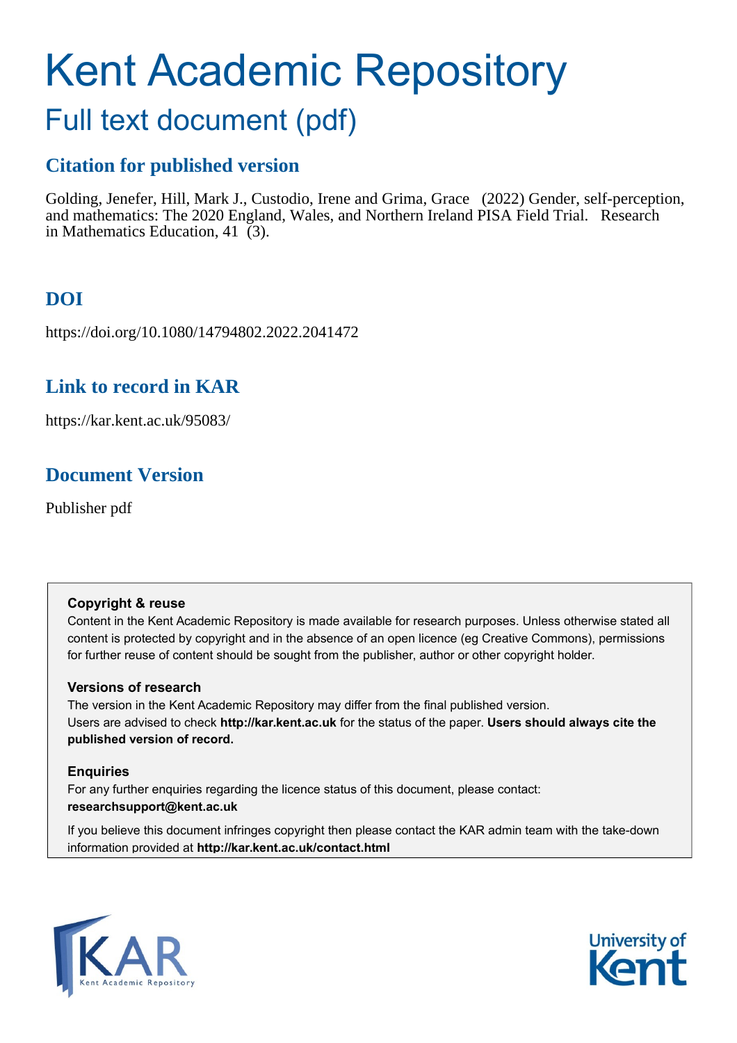# Kent Academic Repository

## Full text document (pdf)

### Citation for published version

Golding, Jenefer, Hill, Mark J., Custodio, Irene and Grima, Grace (2022) Gender, self-perception, and mathematics: The 2020 England, Wales, and Northern Ireland PISA Field Trial. Research in Mathematics Education, 41 (3).

### DOI

https://doi.org/10.1080/14794802.2022.2041472

### Link to record in KAR

https://kar.kent.ac.uk/95083/

### Document Version

Publisher pdf

**Copyright & reuse**

Content in the Kent Academic Repository is made available for research purposes. Unless otherwise stated all content is protected by copyright and in the absence of an open licence (eg Creative Commons), permissions for further reuse of content should be sought from the publisher, author or other copyright holder.

**Versions of research**

The version in the Kent Academic Repository may differ from the final published version. Users are advised to check **http://kar.kent.ac.uk** for the status of the paper. **Users should always cite the published version of record.**

**Enquiries**

For any further enquiries regarding the licence status of this document, please contact: **researchsupport@kent.ac.uk**

If you believe this document infringes copyright then please contact the KAR admin team with the take-down information provided at **http://kar.kent.ac.uk/contact.html**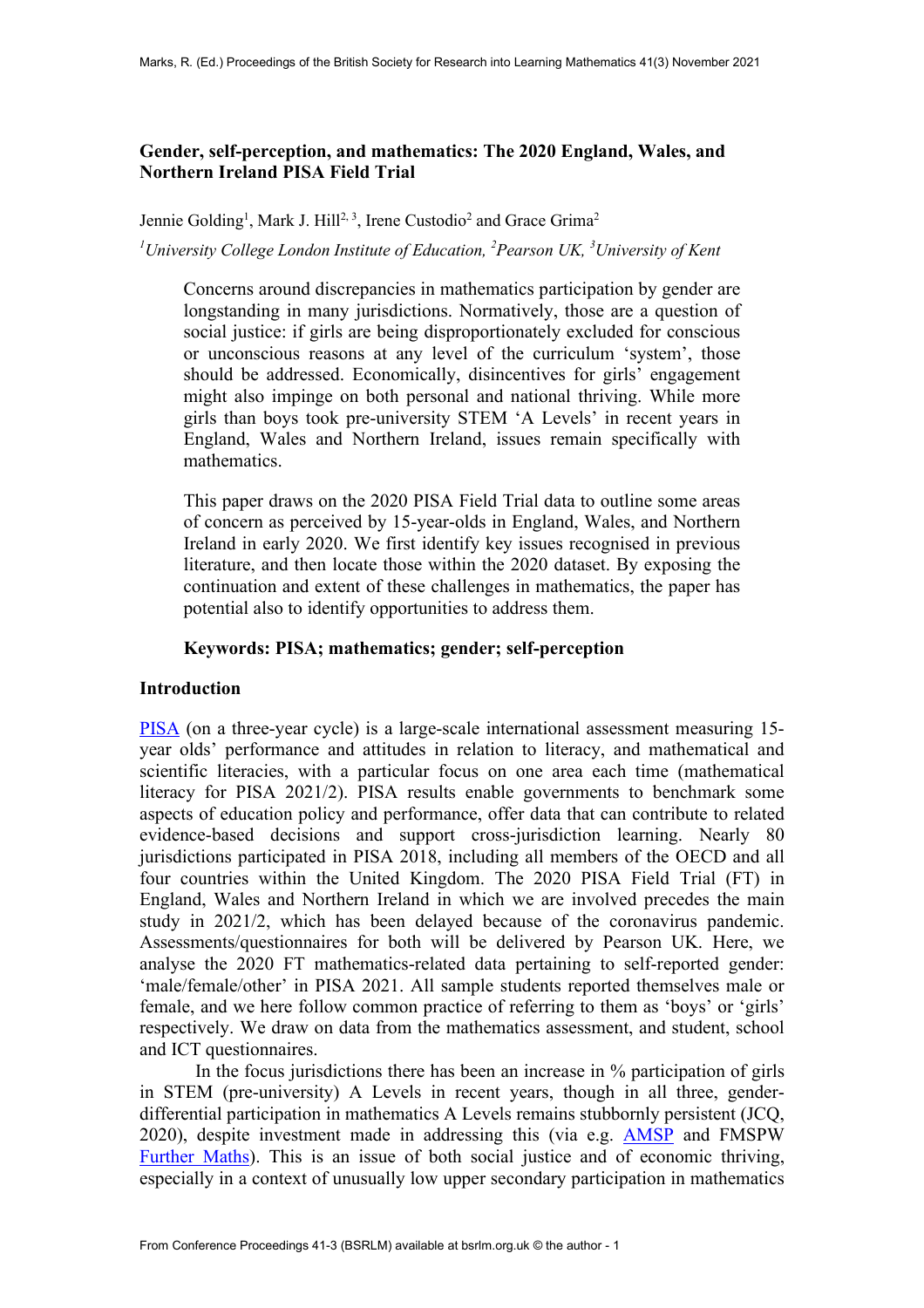**Gender, self-perception, and mathematics: The 2020 England, Wales, and Northern Ireland PISA Field Trial**

Jennie Golding[1], Mark J. Hill[2, 3], Irene Custodio[2] and Grace Grima[2]

*[1]University College London Institute of Education, [2]Pearson UK, [3]University of Kent*

> Concerns around discrepancies in mathematics participation by gender are longstanding in many jurisdictions. Normatively, those are a question of social justice: if girls are being disproportionately excluded for conscious or unconscious reasons at any level of the curriculum 'system', those should be addressed. Economically, disincentives for girls' engagement might also impinge on both personal and national thriving. While more girls than boys took pre-university STEM 'A Levels' in recent years in England, Wales and Northern Ireland, issues remain specifically with mathematics.
>
> This paper draws on the 2020 PISA Field Trial data to outline some areas of concern as perceived by 15-year-olds in England, Wales, and Northern Ireland in early 2020. We first identify key issues recognised in previous literature, and then locate those within the 2020 dataset. By exposing the continuation and extent of these challenges in mathematics, the paper has potential also to identify opportunities to address them.
>
> **Keywords: PISA; mathematics; gender; self-perception**

## Introduction

PISA (on a three-year cycle) is a large-scale international assessment measuring 15-year olds' performance and attitudes in relation to literacy, and mathematical and scientific literacies, with a particular focus on one area each time (mathematical literacy for PISA 2021/2). PISA results enable governments to benchmark some aspects of education policy and performance, offer data that can contribute to related evidence-based decisions and support cross-jurisdiction learning. Nearly 80 jurisdictions participated in PISA 2018, including all members of the OECD and all four countries within the United Kingdom. The 2020 PISA Field Trial (FT) in England, Wales and Northern Ireland in which we are involved precedes the main study in 2021/2, which has been delayed because of the coronavirus pandemic. Assessments/questionnaires for both will be delivered by Pearson UK. Here, we analyse the 2020 FT mathematics-related data pertaining to self-reported gender: 'male/female/other' in PISA 2021. All sample students reported themselves male or female, and we here follow common practice of referring to them as 'boys' or 'girls' respectively. We draw on data from the mathematics assessment, and student, school and ICT questionnaires.

In the focus jurisdictions there has been an increase in % participation of girls in STEM (pre-university) A Levels in recent years, though in all three, gender-differential participation in mathematics A Levels remains stubbornly persistent (JCQ, 2020), despite investment made in addressing this (via e.g. AMSP and FMSPW Further Maths). This is an issue of both social justice and of economic thriving, especially in a context of unusually low upper secondary participation in mathematics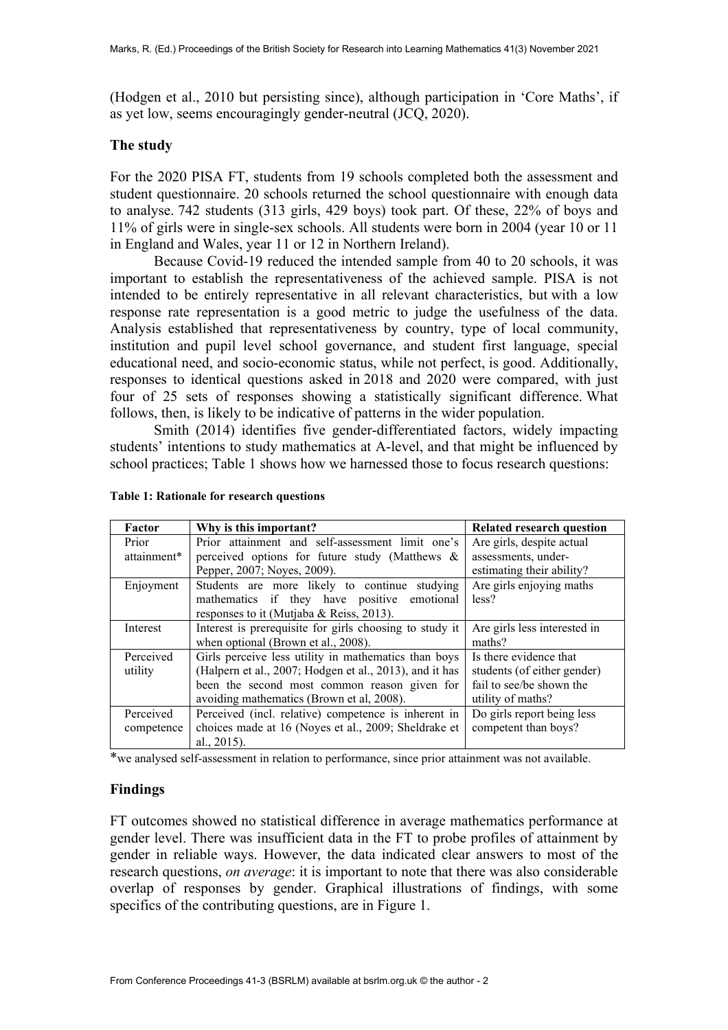(Hodgen et al., 2010 but persisting since), although participation in 'Core Maths', if as yet low, seems encouragingly gender-neutral (JCQ, 2020).

## The study

For the 2020 PISA FT, students from 19 schools completed both the assessment and student questionnaire. 20 schools returned the school questionnaire with enough data to analyse. 742 students (313 girls, 429 boys) took part. Of these, 22% of boys and 11% of girls were in single-sex schools. All students were born in 2004 (year 10 or 11 in England and Wales, year 11 or 12 in Northern Ireland).

Because Covid-19 reduced the intended sample from 40 to 20 schools, it was important to establish the representativeness of the achieved sample. PISA is not intended to be entirely representative in all relevant characteristics, but with a low response rate representation is a good metric to judge the usefulness of the data. Analysis established that representativeness by country, type of local community, institution and pupil level school governance, and student first language, special educational need, and socio-economic status, while not perfect, is good. Additionally, responses to identical questions asked in 2018 and 2020 were compared, with just four of 25 sets of responses showing a statistically significant difference. What follows, then, is likely to be indicative of patterns in the wider population.

Smith (2014) identifies five gender-differentiated factors, widely impacting students' intentions to study mathematics at A-level, and that might be influenced by school practices; Table 1 shows how we harnessed those to focus research questions:

**Table 1: Rationale for research questions**

| Factor | Why is this important? | Related research question |
|---|---|---|
| Prior attainment* | Prior attainment and self-assessment limit one's perceived options for future study (Matthews & Pepper, 2007; Noyes, 2009). | Are girls, despite actual assessments, under-estimating their ability? |
| Enjoyment | Students are more likely to continue studying mathematics if they have positive emotional responses to it (Mutjaba & Reiss, 2013). | Are girls enjoying maths less? |
| Interest | Interest is prerequisite for girls choosing to study it when optional (Brown et al., 2008). | Are girls less interested in maths? |
| Perceived utility | Girls perceive less utility in mathematics than boys (Halpern et al., 2007; Hodgen et al., 2013), and it has been the second most common reason given for avoiding mathematics (Brown et al, 2008). | Is there evidence that students (of either gender) fail to see/be shown the utility of maths? |
| Perceived competence | Perceived (incl. relative) competence is inherent in choices made at 16 (Noyes et al., 2009; Sheldrake et al., 2015). | Do girls report being less competent than boys? |

*we analysed self-assessment in relation to performance, since prior attainment was not available.

## Findings

FT outcomes showed no statistical difference in average mathematics performance at gender level. There was insufficient data in the FT to probe profiles of attainment by gender in reliable ways. However, the data indicated clear answers to most of the research questions, *on average*: it is important to note that there was also considerable overlap of responses by gender. Graphical illustrations of findings, with some specifics of the contributing questions, are in Figure 1.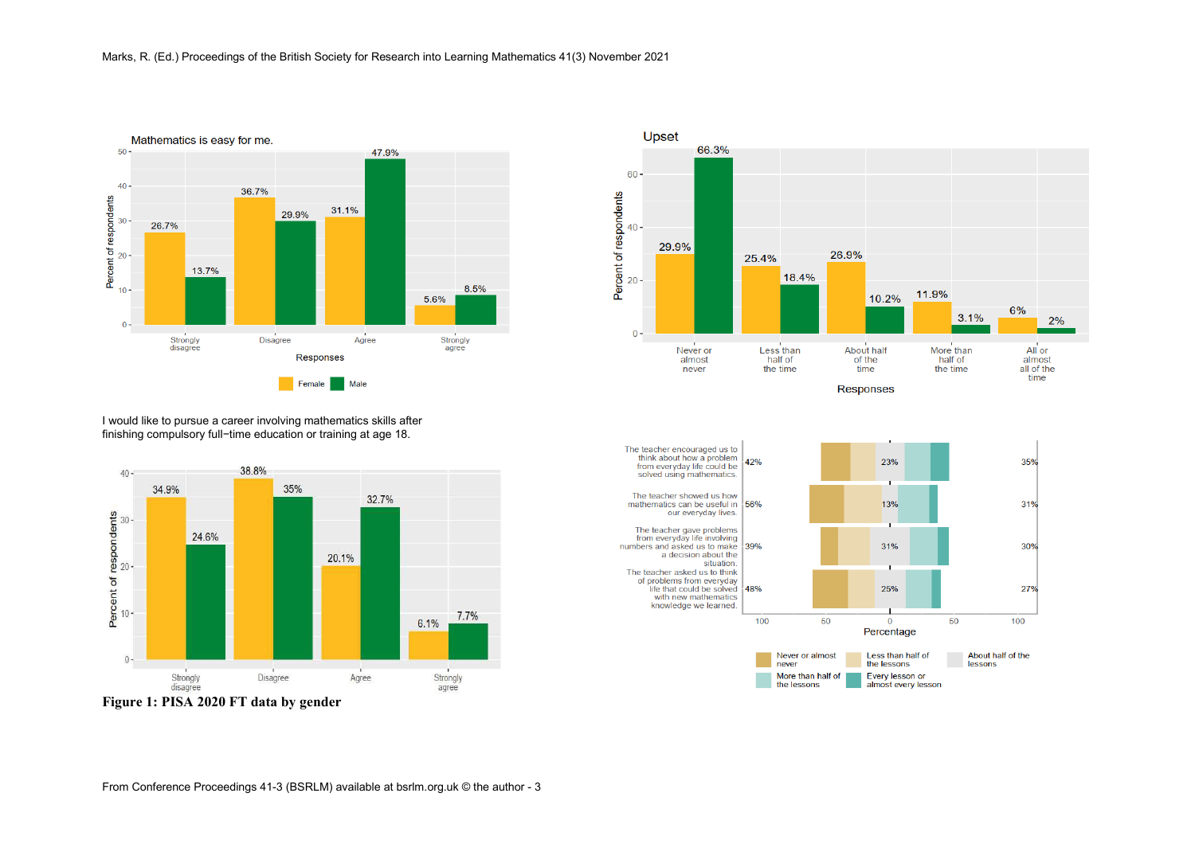Mathematics is easy for me.

| Responses | Female | Male |
|---|---|---|
| Strongly disagree | 26.7% | 13.7% |
| Disagree | 36.7% | 29.9% |
| Agree | 31.1% | 47.9% |
| Strongly agree | 5.6% | 8.5% |

Upset

| Responses | Female | Male |
|---|---|---|
| Never or almost never | 29.9% | 66.3% |
| Less than half of the time | 25.4% | 18.4% |
| About half of the time | 26.9% | 10.2% |
| More than half of the time | 11.9% | 3.1% |
| All or almost all of the time | 6% | 2% |

I would like to pursue a career involving mathematics skills after finishing compulsory full−time education or training at age 18.

| Responses | Female | Male |
|---|---|---|
| Strongly disagree | 34.9% | 24.6% |
| Disagree | 38.8% | 35% |
| Agree | 20.1% | 32.7% |
| Strongly agree | 6.1% | 7.7% |

| Item | Never or almost never / Less than half of the lessons | About half of the lessons | More than half of the lessons / Every lesson or almost every lesson |
|---|---|---|---|
| The teacher encouraged us to think about how a problem from everyday life could be solved using mathematics. | 42% | 23% | 35% |
| The teacher showed us how mathematics can be useful in our everyday lives. | 56% | 13% | 31% |
| The teacher gave problems from everyday life involving numbers and asked us to make a decision about the situation. | 39% | 31% | 30% |
| The teacher asked us to think of problems from everyday life that could be solved with new mathematics knowledge we learned. | 48% | 25% | 27% |

**Figure 1: PISA 2020 FT data by gender**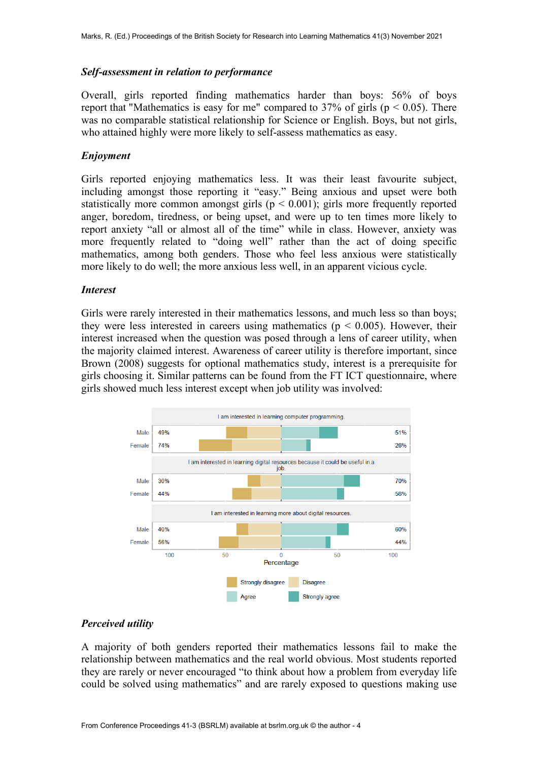### *Self-assessment in relation to performance*

Overall, girls reported finding mathematics harder than boys: 56% of boys report that "Mathematics is easy for me" compared to 37% of girls ($p < 0.05$). There was no comparable statistical relationship for Science or English. Boys, but not girls, who attained highly were more likely to self-assess mathematics as easy.

### *Enjoyment*

Girls reported enjoying mathematics less. It was their least favourite subject, including amongst those reporting it "easy." Being anxious and upset were both statistically more common amongst girls ($p < 0.001$); girls more frequently reported anger, boredom, tiredness, or being upset, and were up to ten times more likely to report anxiety "all or almost all of the time" while in class. However, anxiety was more frequently related to "doing well" rather than the act of doing specific mathematics, among both genders. Those who feel less anxious were statistically more likely to do well; the more anxious less well, in an apparent vicious cycle.

### *Interest*

Girls were rarely interested in their mathematics lessons, and much less so than boys; they were less interested in careers using mathematics ($p < 0.005$). However, their interest increased when the question was posed through a lens of career utility, when the majority claimed interest. Awareness of career utility is therefore important, since Brown (2008) suggests for optional mathematics study, interest is a prerequisite for girls choosing it. Similar patterns can be found from the FT ICT questionnaire, where girls showed much less interest except when job utility was involved:

| Statement | Gender | Strongly disagree / Disagree | Agree / Strongly agree |
|---|---|---|---|
| I am interested in learning computer programming. | Male | 49% | 51% |
| | Female | 74% | 26% |
| I am interested in learning digital resources because it could be useful in a job. | Male | 30% | 70% |
| | Female | 44% | 56% |
| I am interested in learning more about digital resources. | Male | 40% | 60% |
| | Female | 56% | 44% |

### *Perceived utility*

A majority of both genders reported their mathematics lessons fail to make the relationship between mathematics and the real world obvious. Most students reported they are rarely or never encouraged "to think about how a problem from everyday life could be solved using mathematics" and are rarely exposed to questions making use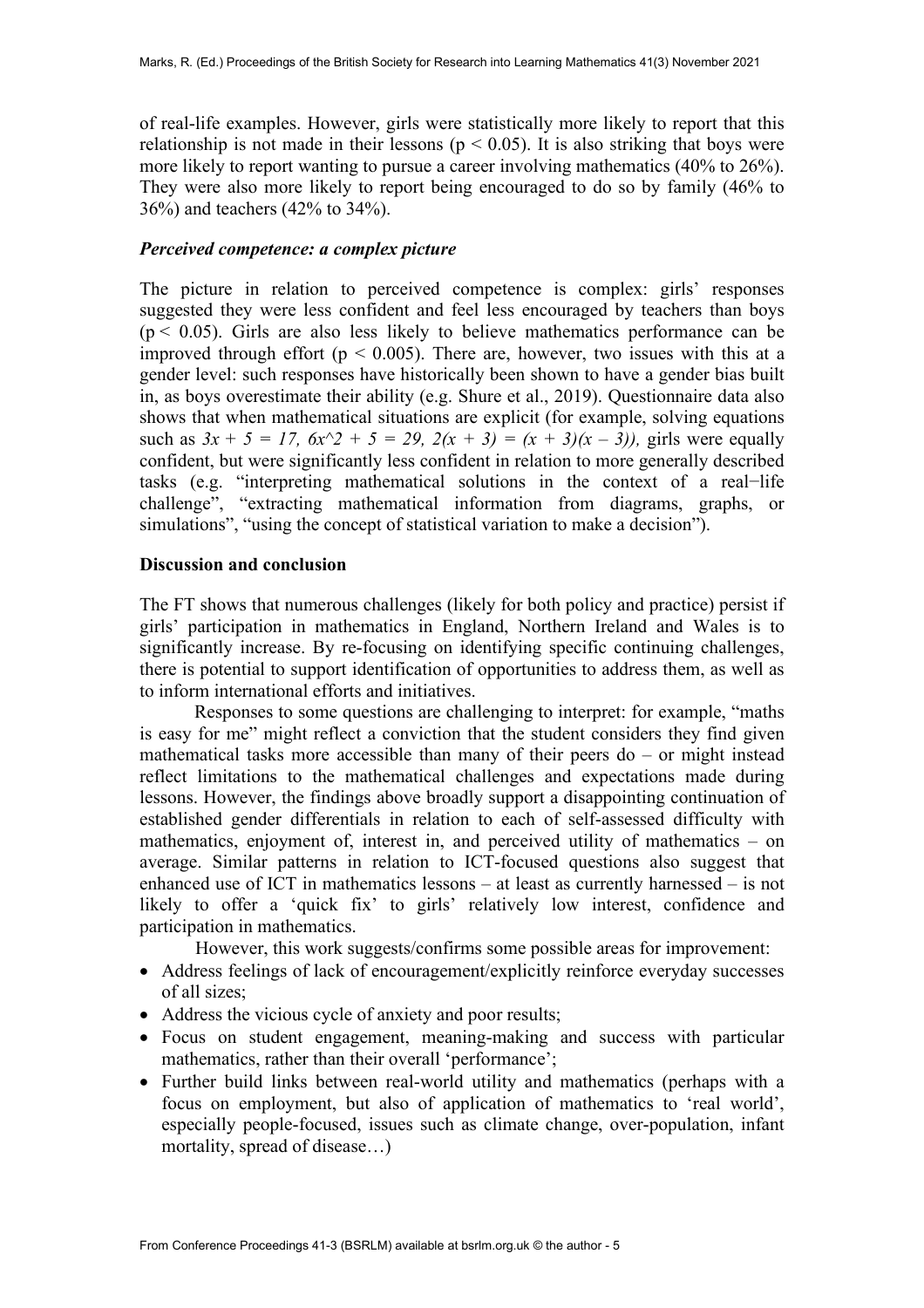of real-life examples. However, girls were statistically more likely to report that this relationship is not made in their lessons ($p < 0.05$). It is also striking that boys were more likely to report wanting to pursue a career involving mathematics (40% to 26%). They were also more likely to report being encouraged to do so by family (46% to 36%) and teachers (42% to 34%).

### *Perceived competence: a complex picture*

The picture in relation to perceived competence is complex: girls' responses suggested they were less confident and feel less encouraged by teachers than boys ($p < 0.05$). Girls are also less likely to believe mathematics performance can be improved through effort ($p < 0.005$). There are, however, two issues with this at a gender level: such responses have historically been shown to have a gender bias built in, as boys overestimate their ability (e.g. Shure et al., 2019). Questionnaire data also shows that when mathematical situations are explicit (for example, solving equations such as $3x + 5 = 17$, $6x^2 + 5 = 29$, $2(x + 3) = (x + 3)(x - 3)$), girls were equally confident, but were significantly less confident in relation to more generally described tasks (e.g. "interpreting mathematical solutions in the context of a real−life challenge", "extracting mathematical information from diagrams, graphs, or simulations", "using the concept of statistical variation to make a decision").

## Discussion and conclusion

The FT shows that numerous challenges (likely for both policy and practice) persist if girls' participation in mathematics in England, Northern Ireland and Wales is to significantly increase. By re-focusing on identifying specific continuing challenges, there is potential to support identification of opportunities to address them, as well as to inform international efforts and initiatives.

Responses to some questions are challenging to interpret: for example, "maths is easy for me" might reflect a conviction that the student considers they find given mathematical tasks more accessible than many of their peers do – or might instead reflect limitations to the mathematical challenges and expectations made during lessons. However, the findings above broadly support a disappointing continuation of established gender differentials in relation to each of self-assessed difficulty with mathematics, enjoyment of, interest in, and perceived utility of mathematics – on average. Similar patterns in relation to ICT-focused questions also suggest that enhanced use of ICT in mathematics lessons – at least as currently harnessed – is not likely to offer a 'quick fix' to girls' relatively low interest, confidence and participation in mathematics.

However, this work suggests/confirms some possible areas for improvement:

- Address feelings of lack of encouragement/explicitly reinforce everyday successes of all sizes;
- Address the vicious cycle of anxiety and poor results;
- Focus on student engagement, meaning-making and success with particular mathematics, rather than their overall 'performance';
- Further build links between real-world utility and mathematics (perhaps with a focus on employment, but also of application of mathematics to 'real world', especially people-focused, issues such as climate change, over-population, infant mortality, spread of disease…)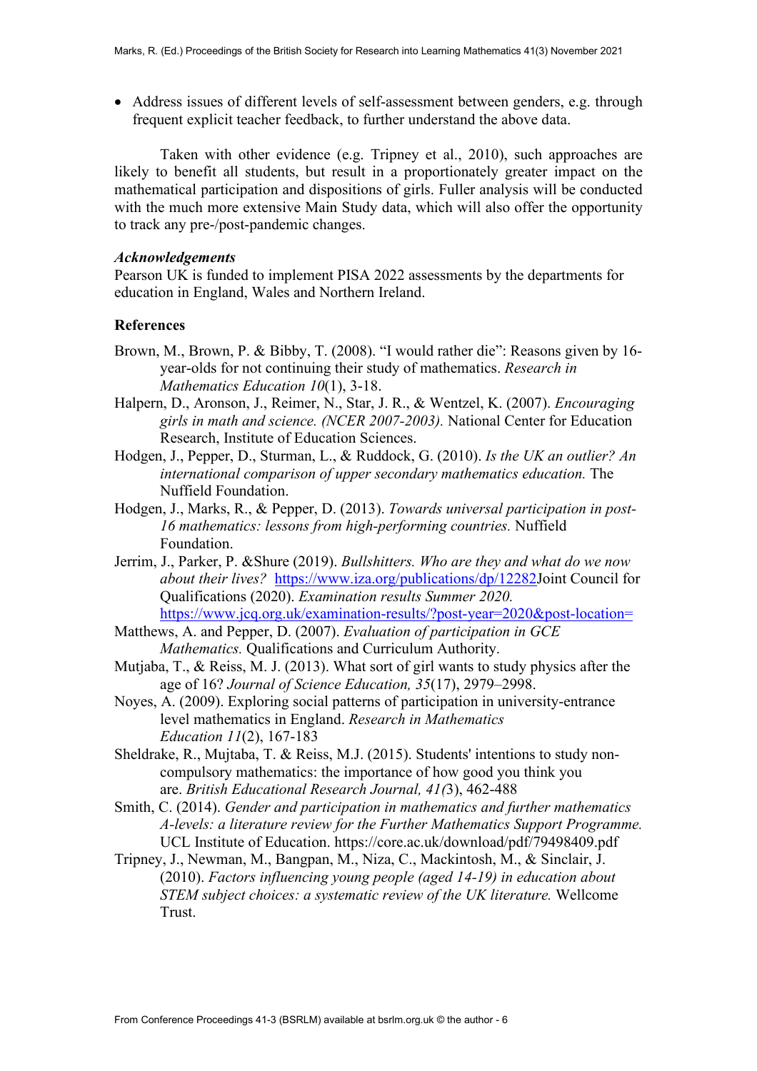- Address issues of different levels of self-assessment between genders, e.g. through frequent explicit teacher feedback, to further understand the above data.

Taken with other evidence (e.g. Tripney et al., 2010), such approaches are likely to benefit all students, but result in a proportionately greater impact on the mathematical participation and dispositions of girls. Fuller analysis will be conducted with the much more extensive Main Study data, which will also offer the opportunity to track any pre-/post-pandemic changes.

### *Acknowledgements*

Pearson UK is funded to implement PISA 2022 assessments by the departments for education in England, Wales and Northern Ireland.

### References

Brown, M., Brown, P. & Bibby, T. (2008). "I would rather die": Reasons given by 16-year-olds for not continuing their study of mathematics. *Research in Mathematics Education 10*(1), 3-18.

Halpern, D., Aronson, J., Reimer, N., Star, J. R., & Wentzel, K. (2007). *Encouraging girls in math and science. (NCER 2007-2003).* National Center for Education Research, Institute of Education Sciences.

Hodgen, J., Pepper, D., Sturman, L., & Ruddock, G. (2010). *Is the UK an outlier? An international comparison of upper secondary mathematics education.* The Nuffield Foundation.

Hodgen, J., Marks, R., & Pepper, D. (2013). *Towards universal participation in post-16 mathematics: lessons from high-performing countries.* Nuffield Foundation.

Jerrim, J., Parker, P. &Shure (2019). *Bullshitters. Who are they and what do we now about their lives?* https://www.iza.org/publications/dp/12282Joint Council for Qualifications (2020). *Examination results Summer 2020.* https://www.jcq.org.uk/examination-results/?post-year=2020&post-location=

Matthews, A. and Pepper, D. (2007). *Evaluation of participation in GCE Mathematics.* Qualifications and Curriculum Authority.

Mutjaba, T., & Reiss, M. J. (2013). What sort of girl wants to study physics after the age of 16? *Journal of Science Education, 35*(17), 2979–2998.

Noyes, A. (2009). Exploring social patterns of participation in university-entrance level mathematics in England. *Research in Mathematics Education 11*(2), 167-183

Sheldrake, R., Mujtaba, T. & Reiss, M.J. (2015). Students' intentions to study non-compulsory mathematics: the importance of how good you think you are. *British Educational Research Journal, 41(*3), 462-488

Smith, C. (2014). *Gender and participation in mathematics and further mathematics A-levels: a literature review for the Further Mathematics Support Programme.* UCL Institute of Education. https://core.ac.uk/download/pdf/79498409.pdf

Tripney, J., Newman, M., Bangpan, M., Niza, C., Mackintosh, M., & Sinclair, J. (2010). *Factors influencing young people (aged 14-19) in education about STEM subject choices: a systematic review of the UK literature.* Wellcome Trust.